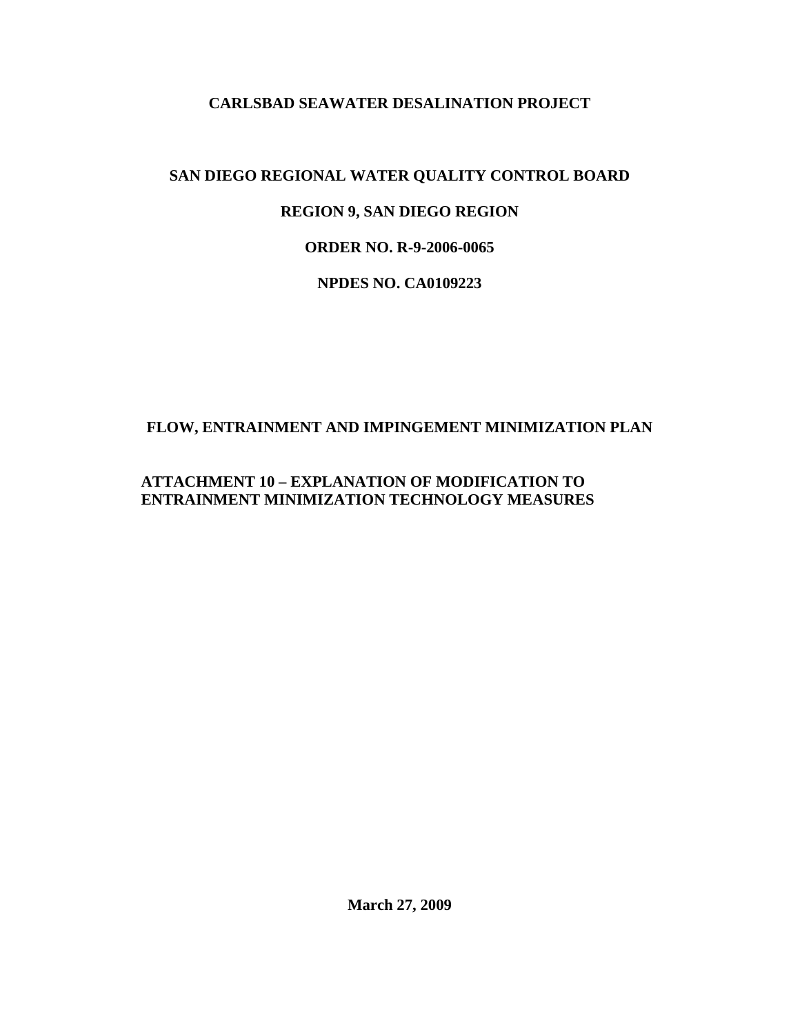# CARLSBAD SEAWATER DESALINATION PROJECT

## SAN DIEGO REGIONAL WATER QUALITY CONTROL BOARD

## REGION 9, SAN DIEGO REGION

## ORDER NO. R-9-2006-0065

## NPDES NO. CA0109223

## FLOW, ENTRAINMENT AND IMPINGEMENT MINIMIZATION PLAN

## ATTACHMENT 10 – EXPLANATION OF MODIFICATION TO ENTRAINMENT MINIMIZATION TECHNOLOGY MEASURES

**March 27, 2009**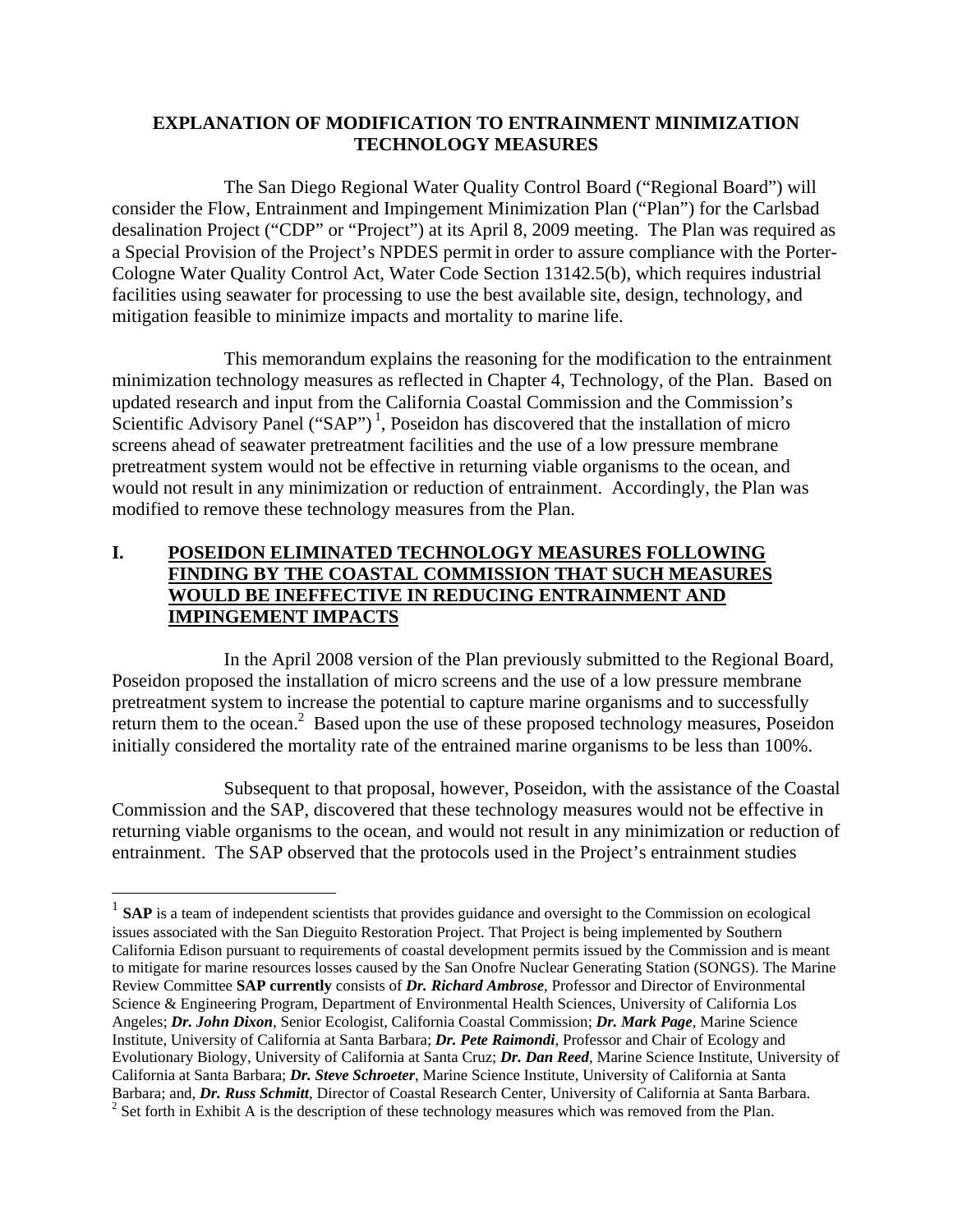## EXPLANATION OF MODIFICATION TO ENTRAINMENT MINIMIZATION TECHNOLOGY MEASURES

The San Diego Regional Water Quality Control Board ("Regional Board") will consider the Flow, Entrainment and Impingement Minimization Plan ("Plan") for the Carlsbad desalination Project ("CDP" or "Project") at its April 8, 2009 meeting. The Plan was required as a Special Provision of the Project's NPDES permit in order to assure compliance with the Porter-Cologne Water Quality Control Act, Water Code Section 13142.5(b), which requires industrial facilities using seawater for processing to use the best available site, design, technology, and mitigation feasible to minimize impacts and mortality to marine life.

This memorandum explains the reasoning for the modification to the entrainment minimization technology measures as reflected in Chapter 4, Technology, of the Plan. Based on updated research and input from the California Coastal Commission and the Commission's Scientific Advisory Panel ("SAP") [1], Poseidon has discovered that the installation of micro screens ahead of seawater pretreatment facilities and the use of a low pressure membrane pretreatment system would not be effective in returning viable organisms to the ocean, and would not result in any minimization or reduction of entrainment. Accordingly, the Plan was modified to remove these technology measures from the Plan.

### I. POSEIDON ELIMINATED TECHNOLOGY MEASURES FOLLOWING FINDING BY THE COASTAL COMMISSION THAT SUCH MEASURES WOULD BE INEFFECTIVE IN REDUCING ENTRAINMENT AND IMPINGEMENT IMPACTS

In the April 2008 version of the Plan previously submitted to the Regional Board, Poseidon proposed the installation of micro screens and the use of a low pressure membrane pretreatment system to increase the potential to capture marine organisms and to successfully return them to the ocean.[2] Based upon the use of these proposed technology measures, Poseidon initially considered the mortality rate of the entrained marine organisms to be less than 100%.

Subsequent to that proposal, however, Poseidon, with the assistance of the Coastal Commission and the SAP, discovered that these technology measures would not be effective in returning viable organisms to the ocean, and would not result in any minimization or reduction of entrainment. The SAP observed that the protocols used in the Project's entrainment studies

---

[1] **SAP** is a team of independent scientists that provides guidance and oversight to the Commission on ecological issues associated with the San Dieguito Restoration Project. That Project is being implemented by Southern California Edison pursuant to requirements of coastal development permits issued by the Commission and is meant to mitigate for marine resources losses caused by the San Onofre Nuclear Generating Station (SONGS). The Marine Review Committee **SAP currently** consists of ***Dr. Richard Ambrose***, Professor and Director of Environmental Science & Engineering Program, Department of Environmental Health Sciences, University of California Los Angeles; ***Dr. John Dixon***, Senior Ecologist, California Coastal Commission; ***Dr. Mark Page***, Marine Science Institute, University of California at Santa Barbara; ***Dr. Pete Raimondi***, Professor and Chair of Ecology and Evolutionary Biology, University of California at Santa Cruz; ***Dr. Dan Reed***, Marine Science Institute, University of California at Santa Barbara; ***Dr. Steve Schroeter***, Marine Science Institute, University of California at Santa Barbara; and, ***Dr. Russ Schmitt***, Director of Coastal Research Center, University of California at Santa Barbara.

[2] Set forth in Exhibit A is the description of these technology measures which was removed from the Plan.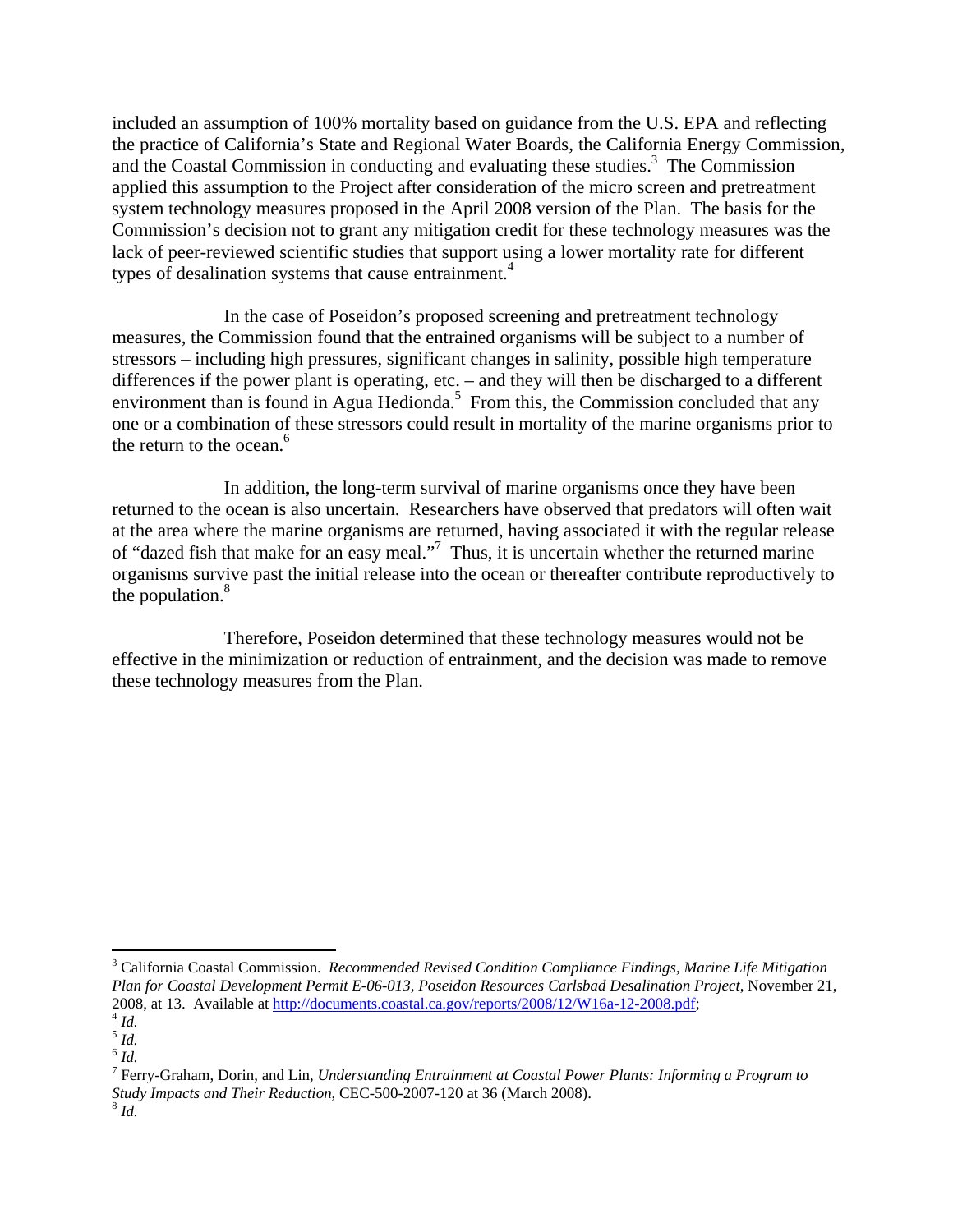included an assumption of 100% mortality based on guidance from the U.S. EPA and reflecting the practice of California's State and Regional Water Boards, the California Energy Commission, and the Coastal Commission in conducting and evaluating these studies.[3] The Commission applied this assumption to the Project after consideration of the micro screen and pretreatment system technology measures proposed in the April 2008 version of the Plan. The basis for the Commission's decision not to grant any mitigation credit for these technology measures was the lack of peer-reviewed scientific studies that support using a lower mortality rate for different types of desalination systems that cause entrainment.[4]

In the case of Poseidon's proposed screening and pretreatment technology measures, the Commission found that the entrained organisms will be subject to a number of stressors – including high pressures, significant changes in salinity, possible high temperature differences if the power plant is operating, etc. – and they will then be discharged to a different environment than is found in Agua Hedionda.[5] From this, the Commission concluded that any one or a combination of these stressors could result in mortality of the marine organisms prior to the return to the ocean.[6]

In addition, the long-term survival of marine organisms once they have been returned to the ocean is also uncertain. Researchers have observed that predators will often wait at the area where the marine organisms are returned, having associated it with the regular release of "dazed fish that make for an easy meal."[7] Thus, it is uncertain whether the returned marine organisms survive past the initial release into the ocean or thereafter contribute reproductively to the population.[8]

Therefore, Poseidon determined that these technology measures would not be effective in the minimization or reduction of entrainment, and the decision was made to remove these technology measures from the Plan.

---

[3] California Coastal Commission. *Recommended Revised Condition Compliance Findings, Marine Life Mitigation Plan for Coastal Development Permit E-06-013, Poseidon Resources Carlsbad Desalination Project*, November 21, 2008, at 13. Available at http://documents.coastal.ca.gov/reports/2008/12/W16a-12-2008.pdf;

[4] *Id.*

[5] *Id.*

[6] *Id.*

[7] Ferry-Graham, Dorin, and Lin, *Understanding Entrainment at Coastal Power Plants: Informing a Program to Study Impacts and Their Reduction*, CEC-500-2007-120 at 36 (March 2008).

[8] *Id.*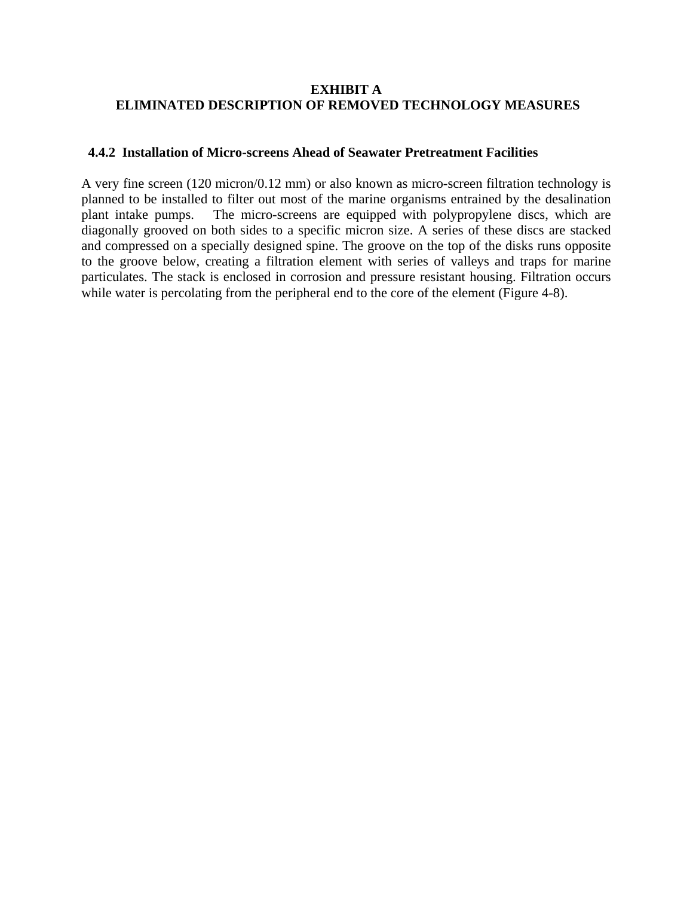# EXHIBIT A
# ELIMINATED DESCRIPTION OF REMOVED TECHNOLOGY MEASURES

### 4.4.2 Installation of Micro-screens Ahead of Seawater Pretreatment Facilities

A very fine screen (120 micron/0.12 mm) or also known as micro-screen filtration technology is planned to be installed to filter out most of the marine organisms entrained by the desalination plant intake pumps. The micro-screens are equipped with polypropylene discs, which are diagonally grooved on both sides to a specific micron size. A series of these discs are stacked and compressed on a specially designed spine. The groove on the top of the disks runs opposite to the groove below, creating a filtration element with series of valleys and traps for marine particulates. The stack is enclosed in corrosion and pressure resistant housing. Filtration occurs while water is percolating from the peripheral end to the core of the element (Figure 4-8).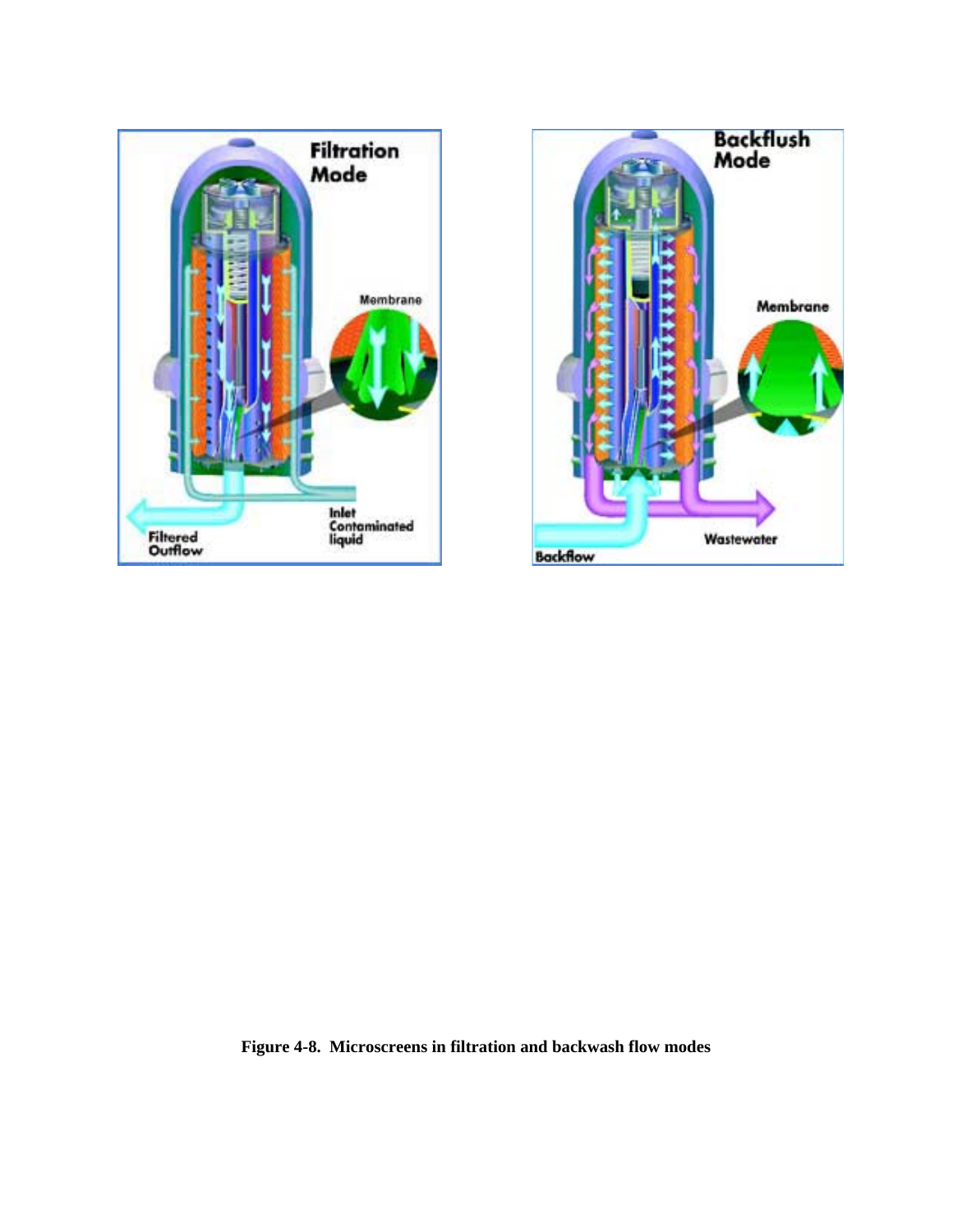**Figure 4-8. Microscreens in filtration and backwash flow modes**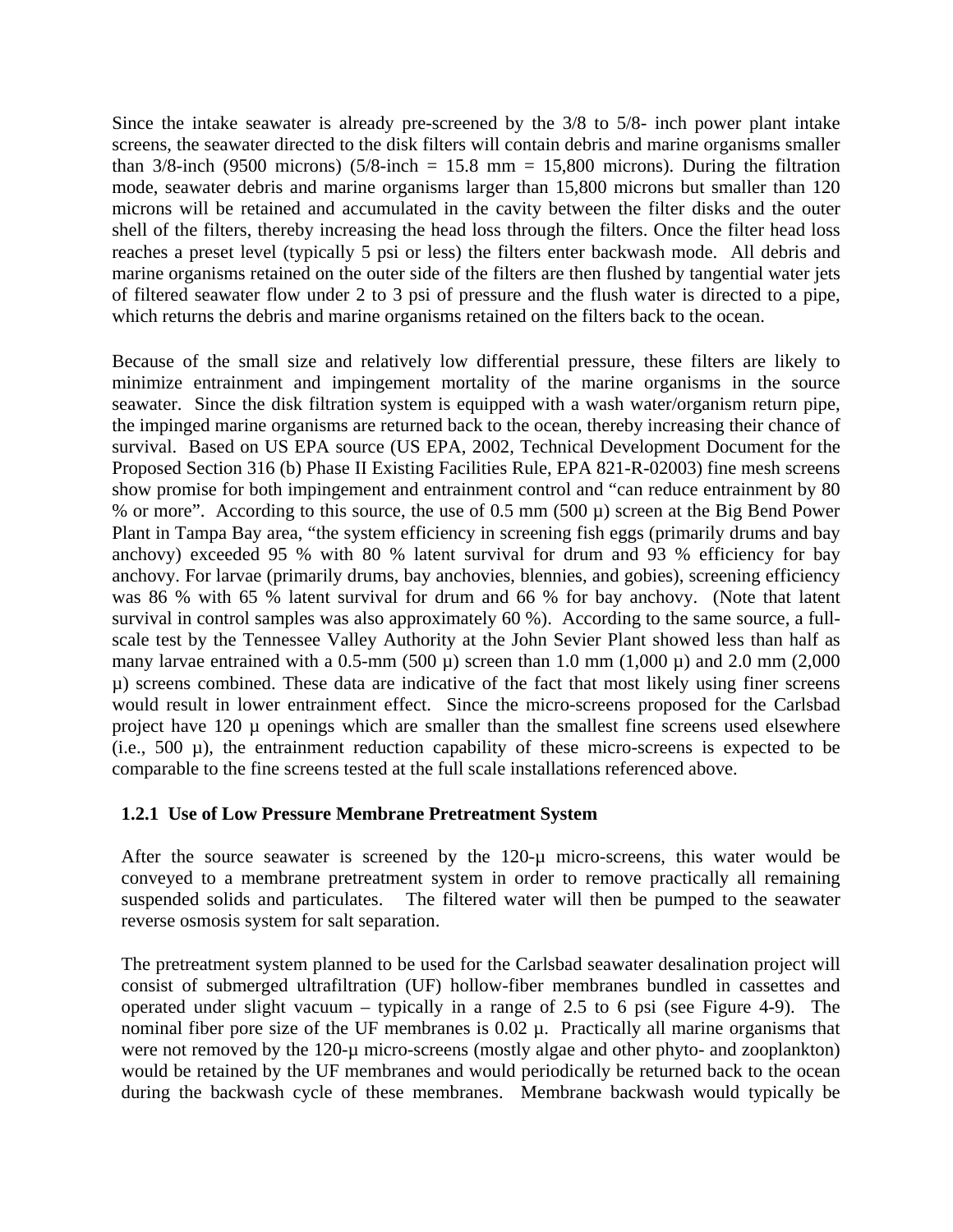Since the intake seawater is already pre-screened by the 3/8 to 5/8- inch power plant intake screens, the seawater directed to the disk filters will contain debris and marine organisms smaller than 3/8-inch (9500 microns) (5/8-inch = 15.8 mm = 15,800 microns). During the filtration mode, seawater debris and marine organisms larger than 15,800 microns but smaller than 120 microns will be retained and accumulated in the cavity between the filter disks and the outer shell of the filters, thereby increasing the head loss through the filters. Once the filter head loss reaches a preset level (typically 5 psi or less) the filters enter backwash mode. All debris and marine organisms retained on the outer side of the filters are then flushed by tangential water jets of filtered seawater flow under 2 to 3 psi of pressure and the flush water is directed to a pipe, which returns the debris and marine organisms retained on the filters back to the ocean.

Because of the small size and relatively low differential pressure, these filters are likely to minimize entrainment and impingement mortality of the marine organisms in the source seawater. Since the disk filtration system is equipped with a wash water/organism return pipe, the impinged marine organisms are returned back to the ocean, thereby increasing their chance of survival. Based on US EPA source (US EPA, 2002, Technical Development Document for the Proposed Section 316 (b) Phase II Existing Facilities Rule, EPA 821-R-02003) fine mesh screens show promise for both impingement and entrainment control and "can reduce entrainment by 80 % or more". According to this source, the use of 0.5 mm (500 µ) screen at the Big Bend Power Plant in Tampa Bay area, "the system efficiency in screening fish eggs (primarily drums and bay anchovy) exceeded 95 % with 80 % latent survival for drum and 93 % efficiency for bay anchovy. For larvae (primarily drums, bay anchovies, blennies, and gobies), screening efficiency was 86 % with 65 % latent survival for drum and 66 % for bay anchovy. (Note that latent survival in control samples was also approximately 60 %). According to the same source, a full-scale test by the Tennessee Valley Authority at the John Sevier Plant showed less than half as many larvae entrained with a 0.5-mm (500 µ) screen than 1.0 mm (1,000 µ) and 2.0 mm (2,000 µ) screens combined. These data are indicative of the fact that most likely using finer screens would result in lower entrainment effect. Since the micro-screens proposed for the Carlsbad project have 120 µ openings which are smaller than the smallest fine screens used elsewhere (i.e., 500 µ), the entrainment reduction capability of these micro-screens is expected to be comparable to the fine screens tested at the full scale installations referenced above.

### 1.2.1 Use of Low Pressure Membrane Pretreatment System

After the source seawater is screened by the 120-µ micro-screens, this water would be conveyed to a membrane pretreatment system in order to remove practically all remaining suspended solids and particulates. The filtered water will then be pumped to the seawater reverse osmosis system for salt separation.

The pretreatment system planned to be used for the Carlsbad seawater desalination project will consist of submerged ultrafiltration (UF) hollow-fiber membranes bundled in cassettes and operated under slight vacuum – typically in a range of 2.5 to 6 psi (see Figure 4-9). The nominal fiber pore size of the UF membranes is 0.02 µ. Practically all marine organisms that were not removed by the 120-µ micro-screens (mostly algae and other phyto- and zooplankton) would be retained by the UF membranes and would periodically be returned back to the ocean during the backwash cycle of these membranes. Membrane backwash would typically be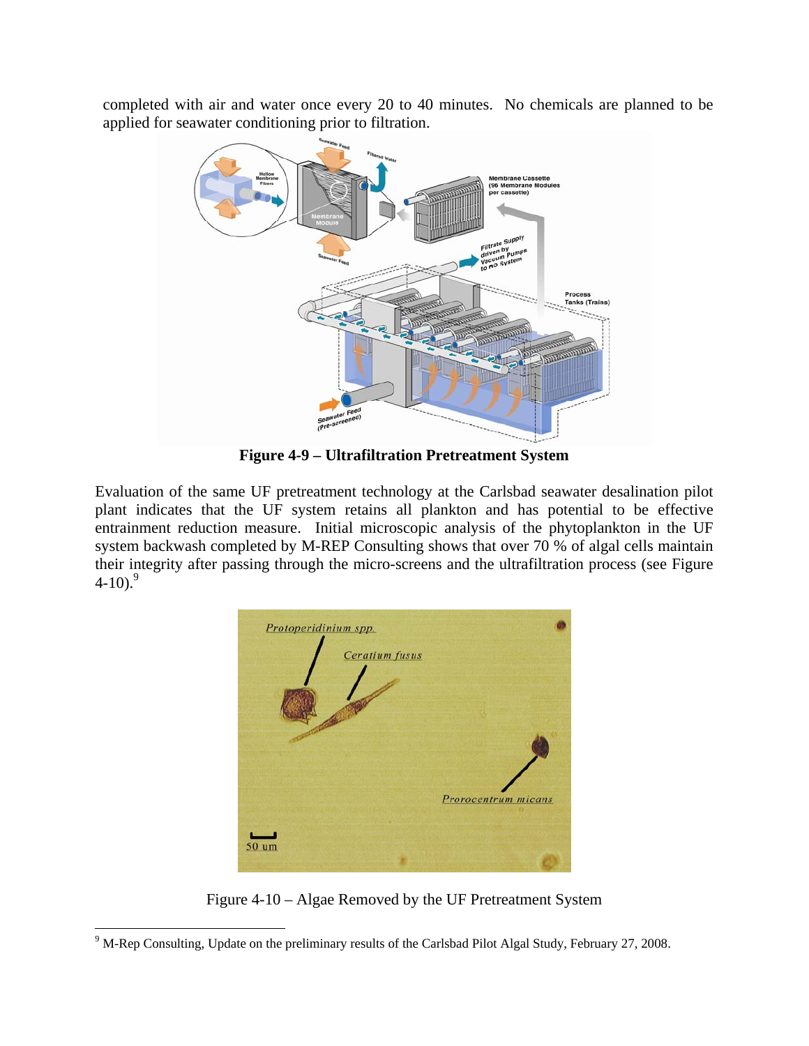completed with air and water once every 20 to 40 minutes. No chemicals are planned to be applied for seawater conditioning prior to filtration.

**Figure 4-9 – Ultrafiltration Pretreatment System**

Evaluation of the same UF pretreatment technology at the Carlsbad seawater desalination pilot plant indicates that the UF system retains all plankton and has potential to be effective entrainment reduction measure. Initial microscopic analysis of the phytoplankton in the UF system backwash completed by M-REP Consulting shows that over 70 % of algal cells maintain their integrity after passing through the micro-screens and the ultrafiltration process (see Figure 4-10).[9]

Figure 4-10 – Algae Removed by the UF Pretreatment System

[9] M-Rep Consulting, Update on the preliminary results of the Carlsbad Pilot Algal Study, February 27, 2008.